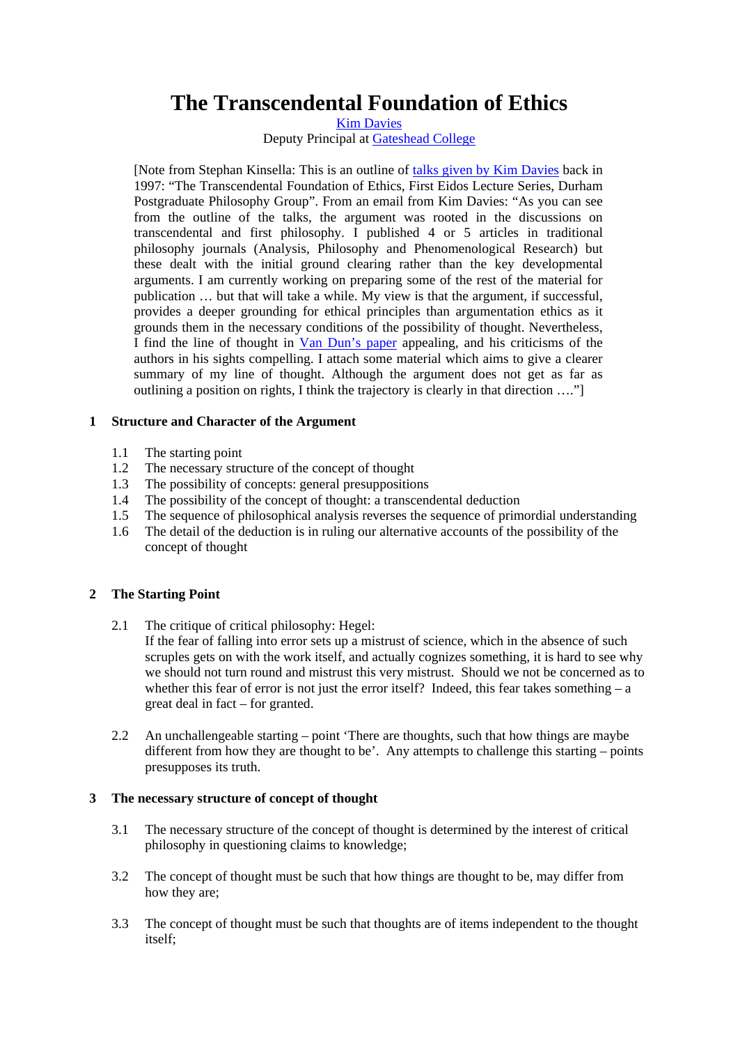# The Transcendental Foundation of Ethics

Kim Davies
Deputy Principal at Gateshead College

[Note from Stephan Kinsella: This is an outline of talks given by Kim Davies back in 1997: "The Transcendental Foundation of Ethics, First Eidos Lecture Series, Durham Postgraduate Philosophy Group". From an email from Kim Davies: "As you can see from the outline of the talks, the argument was rooted in the discussions on transcendental and first philosophy. I published 4 or 5 articles in traditional philosophy journals (Analysis, Philosophy and Phenomenological Research) but these dealt with the initial ground clearing rather than the key developmental arguments. I am currently working on preparing some of the rest of the material for publication … but that will take a while. My view is that the argument, if successful, provides a deeper grounding for ethical principles than argumentation ethics as it grounds them in the necessary conditions of the possibility of thought. Nevertheless, I find the line of thought in Van Dun's paper appealing, and his criticisms of the authors in his sights compelling. I attach some material which aims to give a clearer summary of my line of thought. Although the argument does not get as far as outlining a position on rights, I think the trajectory is clearly in that direction …."]

## 1 Structure and Character of the Argument

1.1 The starting point
1.2 The necessary structure of the concept of thought
1.3 The possibility of concepts: general presuppositions
1.4 The possibility of the concept of thought: a transcendental deduction
1.5 The sequence of philosophical analysis reverses the sequence of primordial understanding
1.6 The detail of the deduction is in ruling our alternative accounts of the possibility of the concept of thought

## 2 The Starting Point

2.1 The critique of critical philosophy: Hegel:
If the fear of falling into error sets up a mistrust of science, which in the absence of such scruples gets on with the work itself, and actually cognizes something, it is hard to see why we should not turn round and mistrust this very mistrust. Should we not be concerned as to whether this fear of error is not just the error itself? Indeed, this fear takes something – a great deal in fact – for granted.

2.2 An unchallengeable starting – point 'There are thoughts, such that how things are maybe different from how they are thought to be'. Any attempts to challenge this starting – points presupposes its truth.

## 3 The necessary structure of concept of thought

3.1 The necessary structure of the concept of thought is determined by the interest of critical philosophy in questioning claims to knowledge;

3.2 The concept of thought must be such that how things are thought to be, may differ from how they are;

3.3 The concept of thought must be such that thoughts are of items independent to the thought itself;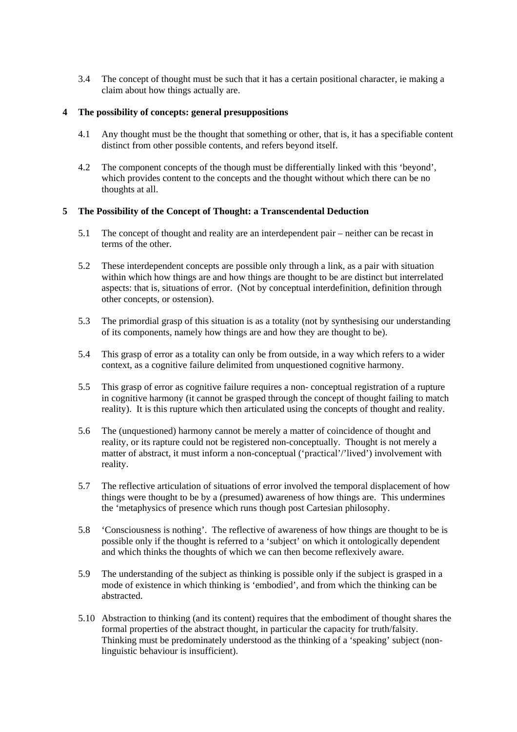3.4 The concept of thought must be such that it has a certain positional character, ie making a claim about how things actually are.

**4 The possibility of concepts: general presuppositions**

4.1 Any thought must be the thought that something or other, that is, it has a specifiable content distinct from other possible contents, and refers beyond itself.

4.2 The component concepts of the though must be differentially linked with this 'beyond', which provides content to the concepts and the thought without which there can be no thoughts at all.

**5 The Possibility of the Concept of Thought: a Transcendental Deduction**

5.1 The concept of thought and reality are an interdependent pair – neither can be recast in terms of the other.

5.2 These interdependent concepts are possible only through a link, as a pair with situation within which how things are and how things are thought to be are distinct but interrelated aspects: that is, situations of error. (Not by conceptual interdefinition, definition through other concepts, or ostension).

5.3 The primordial grasp of this situation is as a totality (not by synthesising our understanding of its components, namely how things are and how they are thought to be).

5.4 This grasp of error as a totality can only be from outside, in a way which refers to a wider context, as a cognitive failure delimited from unquestioned cognitive harmony.

5.5 This grasp of error as cognitive failure requires a non- conceptual registration of a rupture in cognitive harmony (it cannot be grasped through the concept of thought failing to match reality). It is this rupture which then articulated using the concepts of thought and reality.

5.6 The (unquestioned) harmony cannot be merely a matter of coincidence of thought and reality, or its rapture could not be registered non-conceptually. Thought is not merely a matter of abstract, it must inform a non-conceptual ('practical'/'lived') involvement with reality.

5.7 The reflective articulation of situations of error involved the temporal displacement of how things were thought to be by a (presumed) awareness of how things are. This undermines the 'metaphysics of presence which runs though post Cartesian philosophy.

5.8 'Consciousness is nothing'. The reflective of awareness of how things are thought to be is possible only if the thought is referred to a 'subject' on which it ontologically dependent and which thinks the thoughts of which we can then become reflexively aware.

5.9 The understanding of the subject as thinking is possible only if the subject is grasped in a mode of existence in which thinking is 'embodied', and from which the thinking can be abstracted.

5.10 Abstraction to thinking (and its content) requires that the embodiment of thought shares the formal properties of the abstract thought, in particular the capacity for truth/falsity. Thinking must be predominately understood as the thinking of a 'speaking' subject (non-linguistic behaviour is insufficient).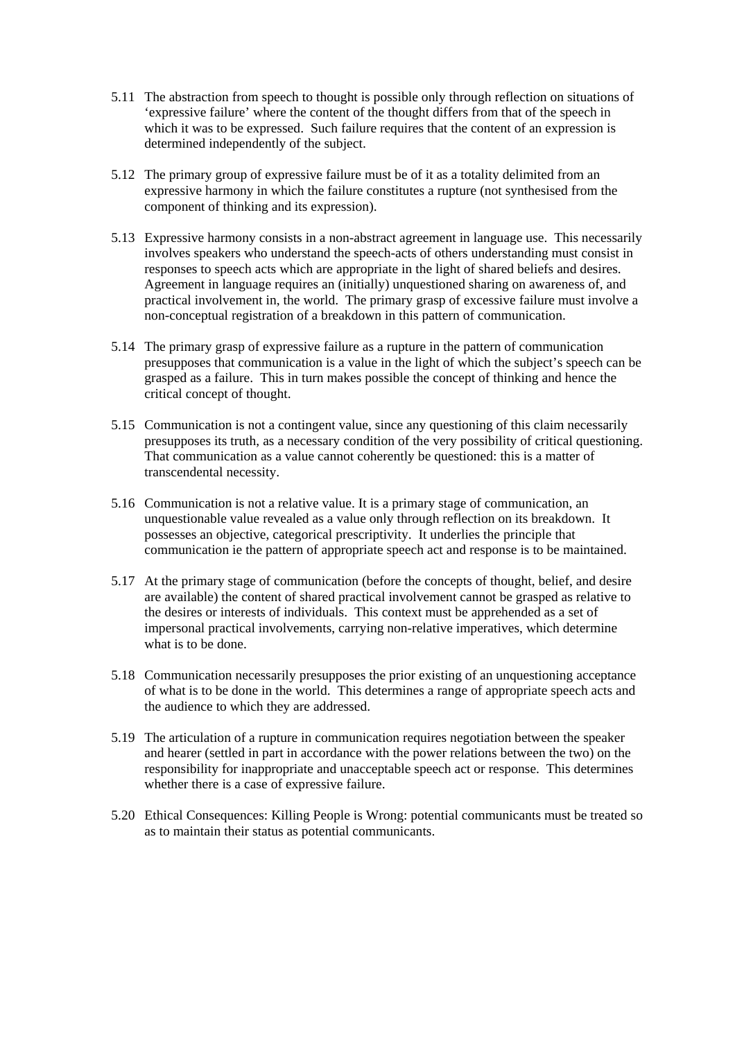5.11 The abstraction from speech to thought is possible only through reflection on situations of ‘expressive failure’ where the content of the thought differs from that of the speech in which it was to be expressed. Such failure requires that the content of an expression is determined independently of the subject.

5.12 The primary group of expressive failure must be of it as a totality delimited from an expressive harmony in which the failure constitutes a rupture (not synthesised from the component of thinking and its expression).

5.13 Expressive harmony consists in a non-abstract agreement in language use. This necessarily involves speakers who understand the speech-acts of others understanding must consist in responses to speech acts which are appropriate in the light of shared beliefs and desires. Agreement in language requires an (initially) unquestioned sharing on awareness of, and practical involvement in, the world. The primary grasp of excessive failure must involve a non-conceptual registration of a breakdown in this pattern of communication.

5.14 The primary grasp of expressive failure as a rupture in the pattern of communication presupposes that communication is a value in the light of which the subject’s speech can be grasped as a failure. This in turn makes possible the concept of thinking and hence the critical concept of thought.

5.15 Communication is not a contingent value, since any questioning of this claim necessarily presupposes its truth, as a necessary condition of the very possibility of critical questioning. That communication as a value cannot coherently be questioned: this is a matter of transcendental necessity.

5.16 Communication is not a relative value. It is a primary stage of communication, an unquestionable value revealed as a value only through reflection on its breakdown. It possesses an objective, categorical prescriptivity. It underlies the principle that communication ie the pattern of appropriate speech act and response is to be maintained.

5.17 At the primary stage of communication (before the concepts of thought, belief, and desire are available) the content of shared practical involvement cannot be grasped as relative to the desires or interests of individuals. This context must be apprehended as a set of impersonal practical involvements, carrying non-relative imperatives, which determine what is to be done.

5.18 Communication necessarily presupposes the prior existing of an unquestioning acceptance of what is to be done in the world. This determines a range of appropriate speech acts and the audience to which they are addressed.

5.19 The articulation of a rupture in communication requires negotiation between the speaker and hearer (settled in part in accordance with the power relations between the two) on the responsibility for inappropriate and unacceptable speech act or response. This determines whether there is a case of expressive failure.

5.20 Ethical Consequences: Killing People is Wrong: potential communicants must be treated so as to maintain their status as potential communicants.